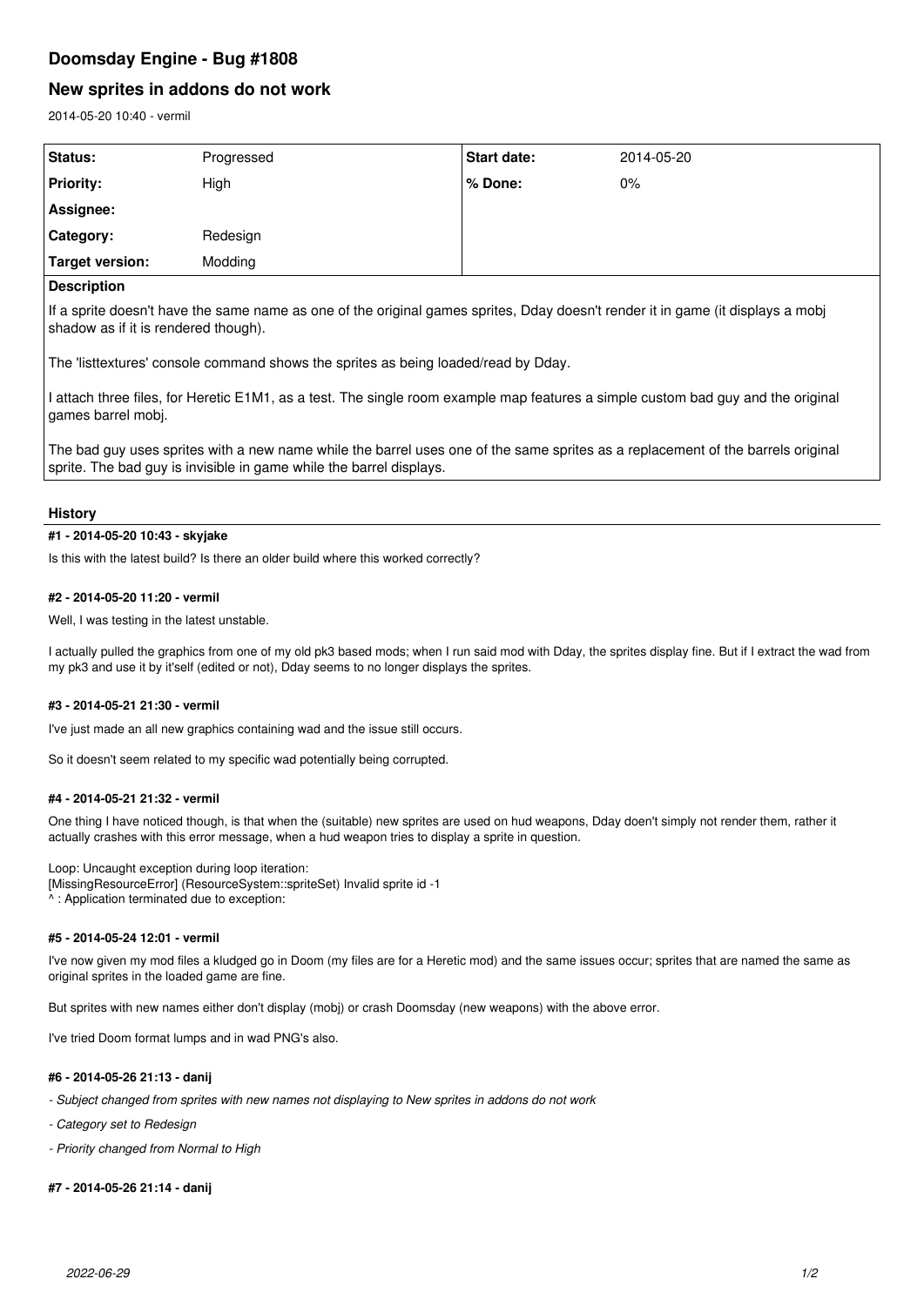# Doomsday Engine - Bug #1808

## New sprites in addons do not work

2014-05-20 10:40 - vermil

| Status: | Progressed | Start date: | 2014-05-20 |
|---|---|---|---|
| Priority: | High | % Done: | 0% |
| Assignee: | | | |
| Category: | Redesign | | |
| Target version: | Modding | | |

**Description**

If a sprite doesn't have the same name as one of the original games sprites, Dday doesn't render it in game (it displays a mobj shadow as if it is rendered though).

The 'listtextures' console command shows the sprites as being loaded/read by Dday.

I attach three files, for Heretic E1M1, as a test. The single room example map features a simple custom bad guy and the original games barrel mobj.

The bad guy uses sprites with a new name while the barrel uses one of the same sprites as a replacement of the barrels original sprite. The bad guy is invisible in game while the barrel displays.

## History

#### #1 - 2014-05-20 10:43 - skyjake

Is this with the latest build? Is there an older build where this worked correctly?

#### #2 - 2014-05-20 11:20 - vermil

Well, I was testing in the latest unstable.

I actually pulled the graphics from one of my old pk3 based mods; when I run said mod with Dday, the sprites display fine. But if I extract the wad from my pk3 and use it by it'self (edited or not), Dday seems to no longer displays the sprites.

#### #3 - 2014-05-21 21:30 - vermil

I've just made an all new graphics containing wad and the issue still occurs.

So it doesn't seem related to my specific wad potentially being corrupted.

#### #4 - 2014-05-21 21:32 - vermil

One thing I have noticed though, is that when the (suitable) new sprites are used on hud weapons, Dday doen't simply not render them, rather it actually crashes with this error message, when a hud weapon tries to display a sprite in question.

Loop: Uncaught exception during loop iteration:
[MissingResourceError] (ResourceSystem::spriteSet) Invalid sprite id -1
^ : Application terminated due to exception:

#### #5 - 2014-05-24 12:01 - vermil

I've now given my mod files a kludged go in Doom (my files are for a Heretic mod) and the same issues occur; sprites that are named the same as original sprites in the loaded game are fine.

But sprites with new names either don't display (mobj) or crash Doomsday (new weapons) with the above error.

I've tried Doom format lumps and in wad PNG's also.

#### #6 - 2014-05-26 21:13 - danij

- *Subject changed from sprites with new names not displaying to New sprites in addons do not work*

- *Category set to Redesign*

- *Priority changed from Normal to High*

#### #7 - 2014-05-26 21:14 - danij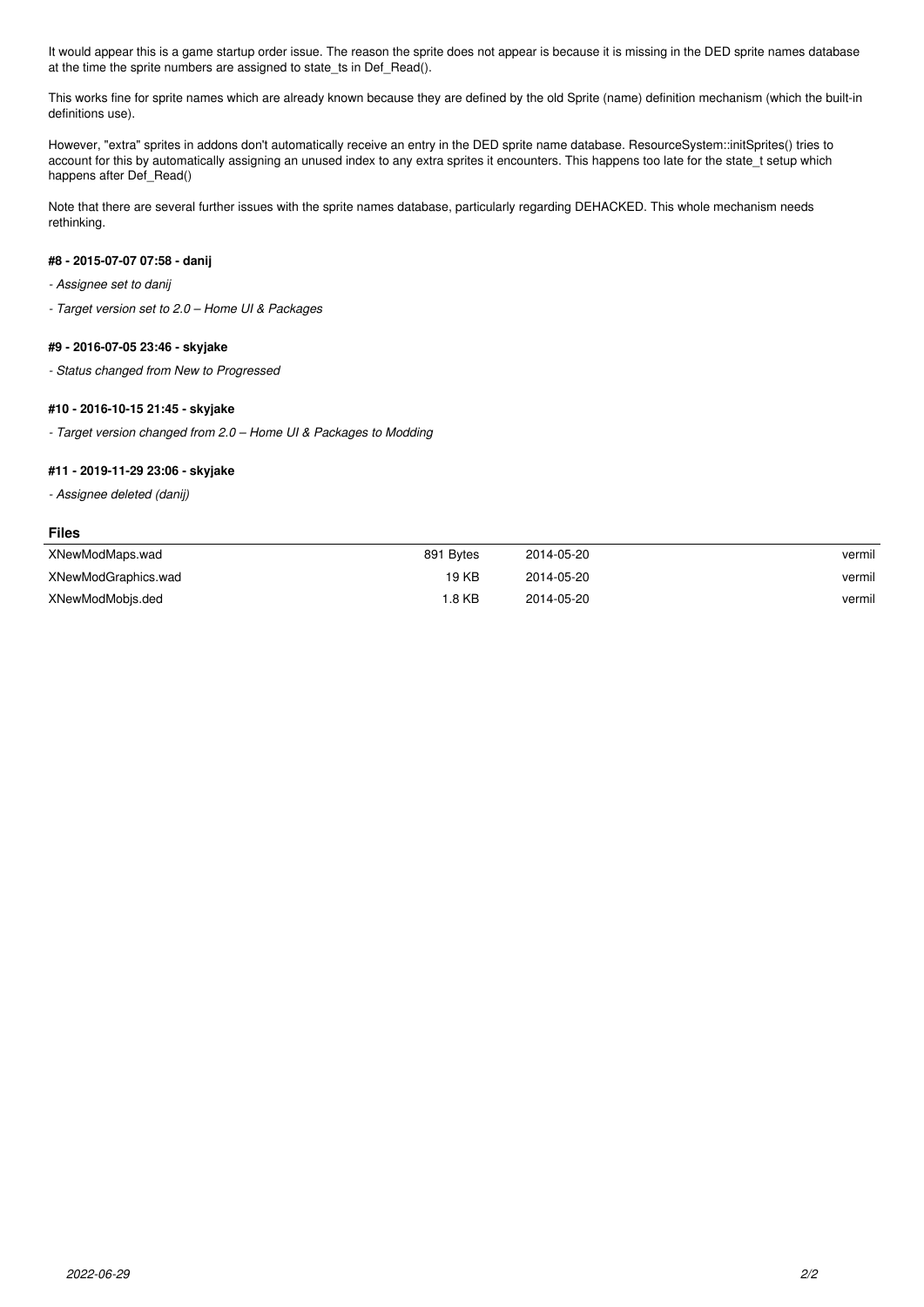It would appear this is a game startup order issue. The reason the sprite does not appear is because it is missing in the DED sprite names database at the time the sprite numbers are assigned to state_ts in Def_Read().

This works fine for sprite names which are already known because they are defined by the old Sprite (name) definition mechanism (which the built-in definitions use).

However, "extra" sprites in addons don't automatically receive an entry in the DED sprite name database. ResourceSystem::initSprites() tries to account for this by automatically assigning an unused index to any extra sprites it encounters. This happens too late for the state_t setup which happens after Def_Read()

Note that there are several further issues with the sprite names database, particularly regarding DEHACKED. This whole mechanism needs rethinking.

#### #8 - 2015-07-07 07:58 - danij

- *Assignee set to danij*
- *Target version set to 2.0 – Home UI & Packages*

#### #9 - 2016-07-05 23:46 - skyjake

- *Status changed from New to Progressed*

#### #10 - 2016-10-15 21:45 - skyjake

- *Target version changed from 2.0 – Home UI & Packages to Modding*

#### #11 - 2019-11-29 23:06 - skyjake

- *Assignee deleted (danij)*

### Files

| | | | |
|---|---|---|---|
| XNewModMaps.wad | 891 Bytes | 2014-05-20 | vermil |
| XNewModGraphics.wad | 19 KB | 2014-05-20 | vermil |
| XNewModMobjs.ded | 1.8 KB | 2014-05-20 | vermil |